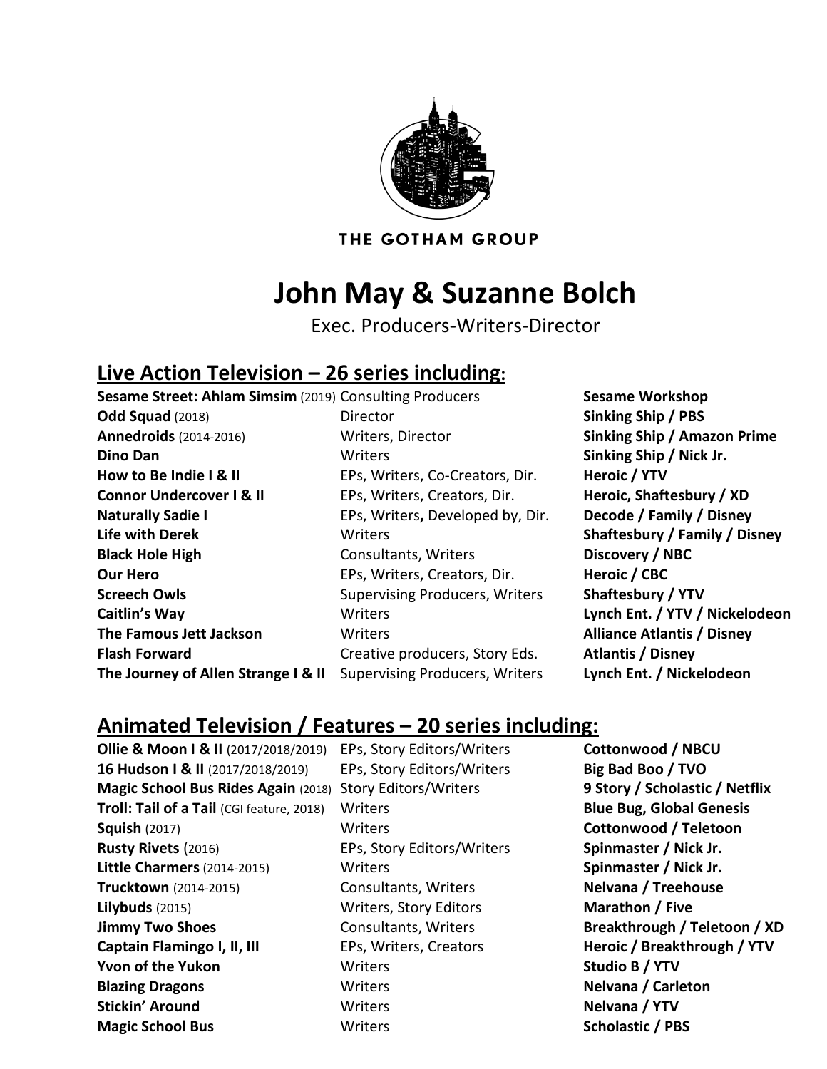THE GOTHAM GROUP

# John May & Suzanne Bolch

Exec. Producers-Writers-Director

## Live Action Television – 26 series including:

| | | |
|---|---|---|
| **Sesame Street: Ahlam Simsim** (2019) | Consulting Producers | **Sesame Workshop** |
| **Odd Squad** (2018) | Director | **Sinking Ship / PBS** |
| **Annedroids** (2014-2016) | Writers, Director | **Sinking Ship / Amazon Prime** |
| **Dino Dan** | Writers | **Sinking Ship / Nick Jr.** |
| **How to Be Indie I & II** | EPs, Writers, Co-Creators, Dir. | **Heroic / YTV** |
| **Connor Undercover I & II** | EPs, Writers, Creators, Dir. | **Heroic, Shaftesbury / XD** |
| **Naturally Sadie I** | EPs, Writers**,** Developed by, Dir. | **Decode / Family / Disney** |
| **Life with Derek** | Writers | **Shaftesbury / Family / Disney** |
| **Black Hole High** | Consultants, Writers | **Discovery / NBC** |
| **Our Hero** | EPs, Writers, Creators, Dir. | **Heroic / CBC** |
| **Screech Owls** | Supervising Producers, Writers | **Shaftesbury / YTV** |
| **Caitlin's Way** | Writers | **Lynch Ent. / YTV / Nickelodeon** |
| **The Famous Jett Jackson** | Writers | **Alliance Atlantis / Disney** |
| **Flash Forward** | Creative producers, Story Eds. | **Atlantis / Disney** |
| **The Journey of Allen Strange I & II** | Supervising Producers, Writers | **Lynch Ent. / Nickelodeon** |

## Animated Television / Features – 20 series including:

| | | |
|---|---|---|
| **Ollie & Moon I & II** (2017/2018/2019) | EPs, Story Editors/Writers | **Cottonwood / NBCU** |
| **16 Hudson I & II** (2017/2018/2019) | EPs, Story Editors/Writers | **Big Bad Boo / TVO** |
| **Magic School Bus Rides Again** (2018) | Story Editors/Writers | **9 Story / Scholastic / Netflix** |
| **Troll: Tail of a Tail** (CGI feature, 2018) | Writers | **Blue Bug, Global Genesis** |
| **Squish** (2017) | Writers | **Cottonwood / Teletoon** |
| **Rusty Rivets** (2016) | EPs, Story Editors/Writers | **Spinmaster / Nick Jr.** |
| **Little Charmers** (2014-2015) | Writers | **Spinmaster / Nick Jr.** |
| **Trucktown** (2014-2015) | Consultants, Writers | **Nelvana / Treehouse** |
| **Lilybuds** (2015) | Writers, Story Editors | **Marathon / Five** |
| **Jimmy Two Shoes** | Consultants, Writers | **Breakthrough / Teletoon / XD** |
| **Captain Flamingo I, II, III** | EPs, Writers, Creators | **Heroic / Breakthrough / YTV** |
| **Yvon of the Yukon** | Writers | **Studio B / YTV** |
| **Blazing Dragons** | Writers | **Nelvana / Carleton** |
| **Stickin' Around** | Writers | **Nelvana / YTV** |
| **Magic School Bus** | Writers | **Scholastic / PBS** |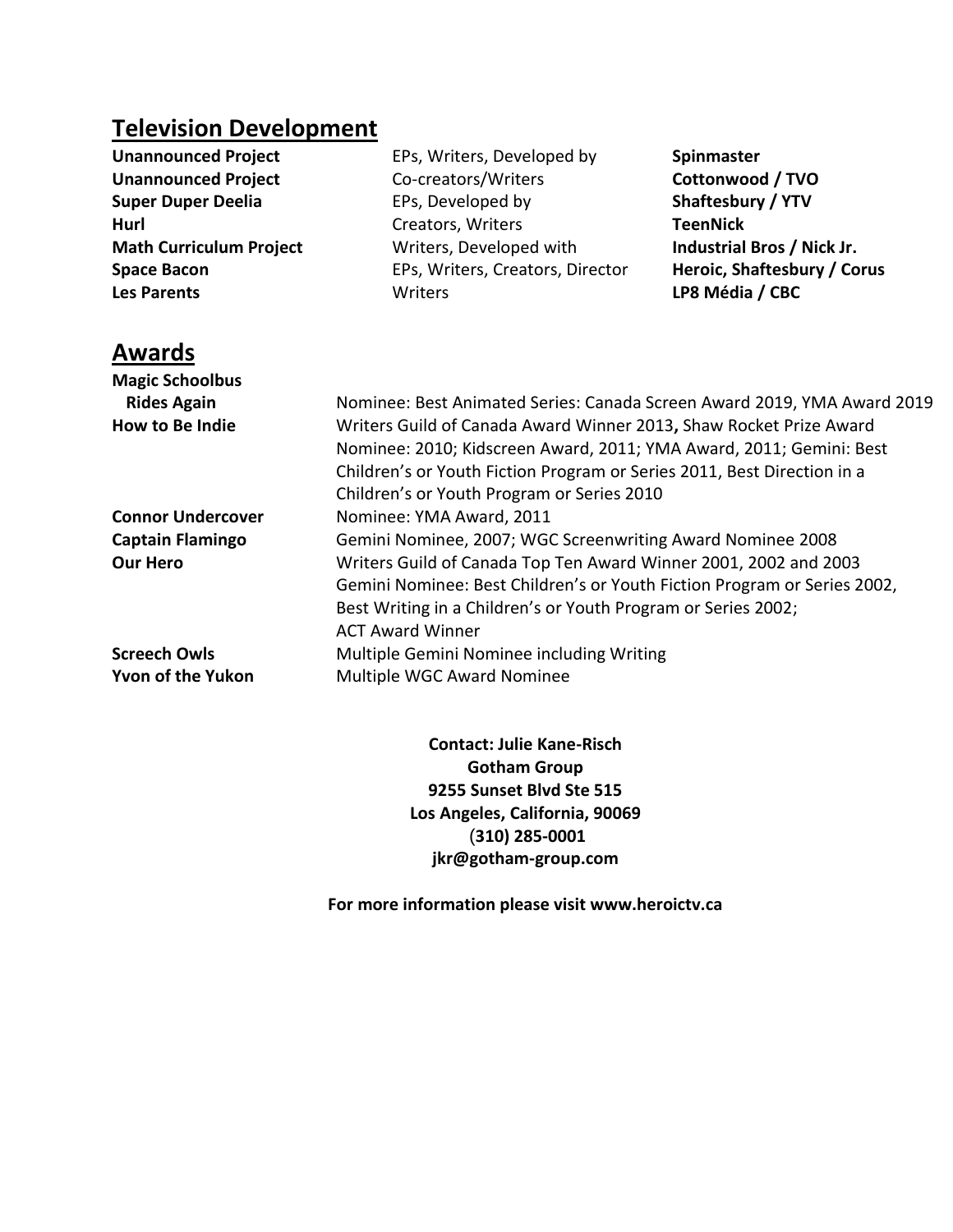## Television Development

| | | |
|---|---|---|
| **Unannounced Project** | EPs, Writers, Developed by | **Spinmaster** |
| **Unannounced Project** | Co-creators/Writers | **Cottonwood / TVO** |
| **Super Duper Deelia** | EPs, Developed by | **Shaftesbury / YTV** |
| **Hurl** | Creators, Writers | **TeenNick** |
| **Math Curriculum Project** | Writers, Developed with | **Industrial Bros / Nick Jr.** |
| **Space Bacon** | EPs, Writers, Creators, Director | **Heroic, Shaftesbury / Corus** |
| **Les Parents** | Writers | **LP8 Média / CBC** |

## Awards

| | |
|---|---|
| **Magic Schoolbus Rides Again** | Nominee: Best Animated Series: Canada Screen Award 2019, YMA Award 2019 |
| **How to Be Indie** | Writers Guild of Canada Award Winner 2013**,** Shaw Rocket Prize Award Nominee: 2010; Kidscreen Award, 2011; YMA Award, 2011; Gemini: Best Children's or Youth Fiction Program or Series 2011, Best Direction in a Children's or Youth Program or Series 2010 |
| **Connor Undercover** | Nominee: YMA Award, 2011 |
| **Captain Flamingo** | Gemini Nominee, 2007; WGC Screenwriting Award Nominee 2008 |
| **Our Hero** | Writers Guild of Canada Top Ten Award Winner 2001, 2002 and 2003 Gemini Nominee: Best Children's or Youth Fiction Program or Series 2002, Best Writing in a Children's or Youth Program or Series 2002; ACT Award Winner |
| **Screech Owls** | Multiple Gemini Nominee including Writing |
| **Yvon of the Yukon** | Multiple WGC Award Nominee |

**Contact: Julie Kane-Risch**
**Gotham Group**
**9255 Sunset Blvd Ste 515**
**Los Angeles, California, 90069**
**(310) 285-0001**
**jkr@gotham-group.com**

**For more information please visit www.heroictv.ca**